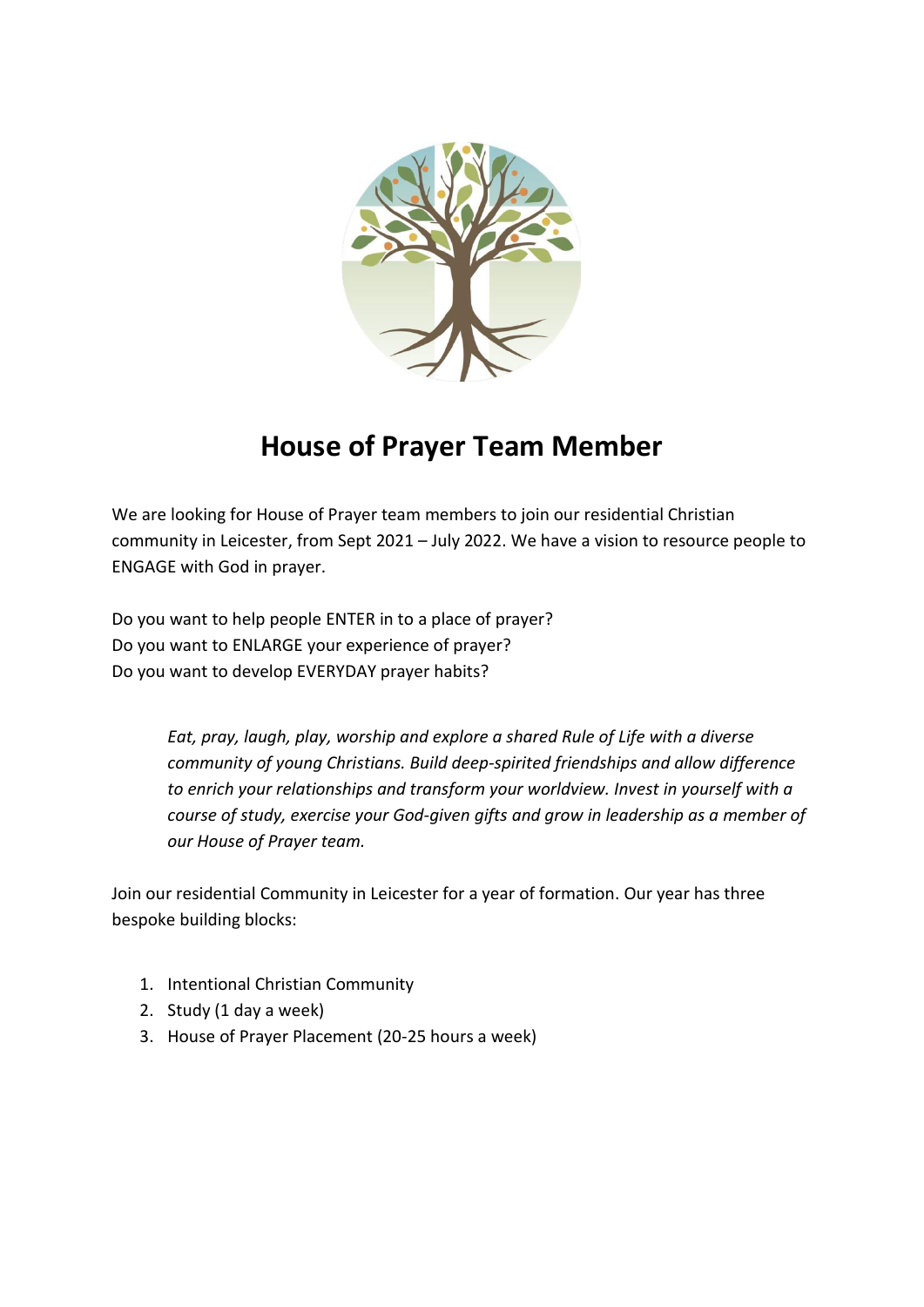# House of Prayer Team Member

We are looking for House of Prayer team members to join our residential Christian community in Leicester, from Sept 2021 – July 2022. We have a vision to resource people to ENGAGE with God in prayer.

Do you want to help people ENTER in to a place of prayer?
Do you want to ENLARGE your experience of prayer?
Do you want to develop EVERYDAY prayer habits?

> *Eat, pray, laugh, play, worship and explore a shared Rule of Life with a diverse community of young Christians. Build deep-spirited friendships and allow difference to enrich your relationships and transform your worldview. Invest in yourself with a course of study, exercise your God-given gifts and grow in leadership as a member of our House of Prayer team.*

Join our residential Community in Leicester for a year of formation. Our year has three bespoke building blocks:

1. Intentional Christian Community
2. Study (1 day a week)
3. House of Prayer Placement (20-25 hours a week)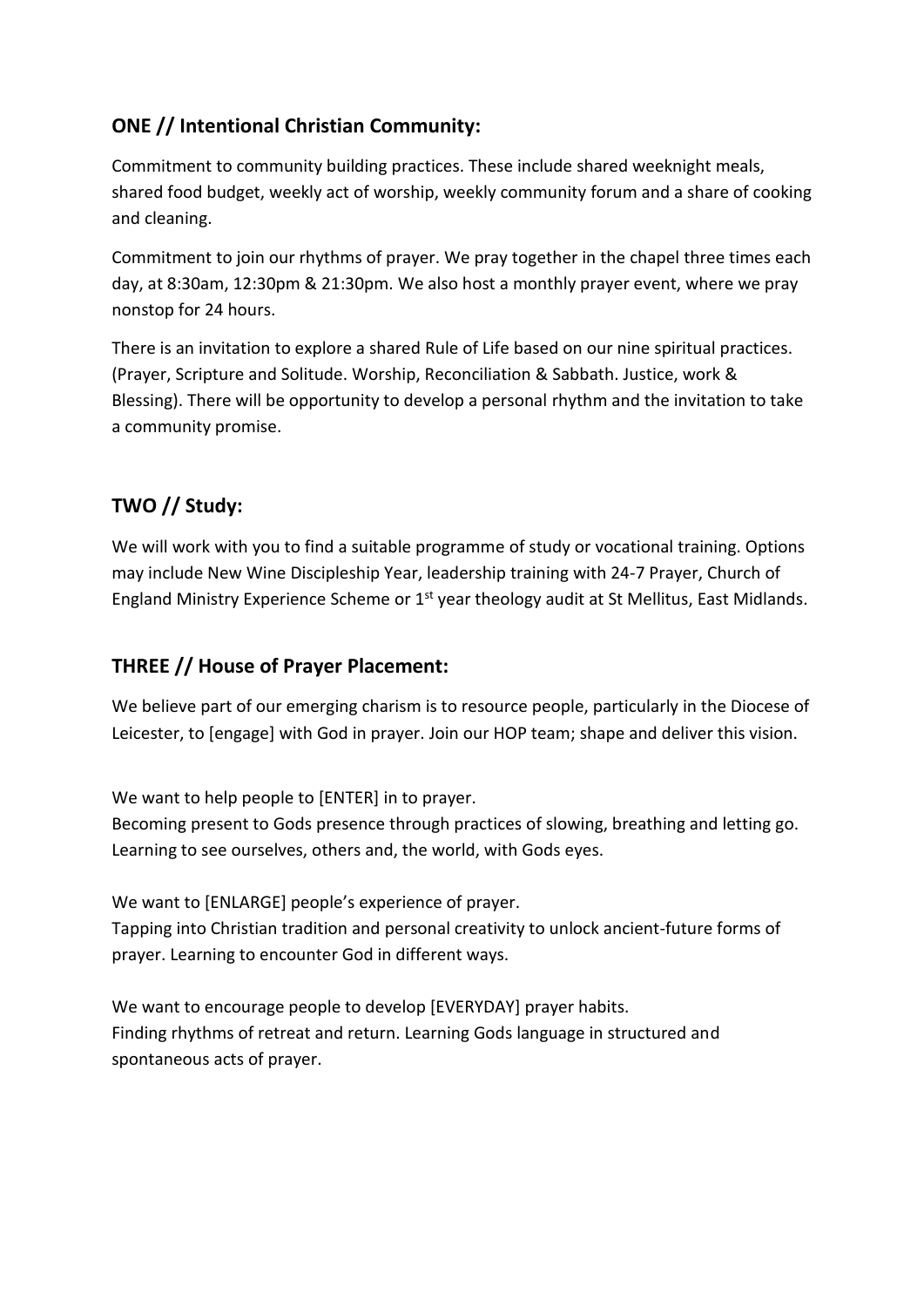## ONE // Intentional Christian Community:

Commitment to community building practices. These include shared weeknight meals, shared food budget, weekly act of worship, weekly community forum and a share of cooking and cleaning.

Commitment to join our rhythms of prayer. We pray together in the chapel three times each day, at 8:30am, 12:30pm & 21:30pm. We also host a monthly prayer event, where we pray nonstop for 24 hours.

There is an invitation to explore a shared Rule of Life based on our nine spiritual practices. (Prayer, Scripture and Solitude. Worship, Reconciliation & Sabbath. Justice, work & Blessing). There will be opportunity to develop a personal rhythm and the invitation to take a community promise.

## TWO // Study:

We will work with you to find a suitable programme of study or vocational training. Options may include New Wine Discipleship Year, leadership training with 24-7 Prayer, Church of England Ministry Experience Scheme or 1st year theology audit at St Mellitus, East Midlands.

## THREE // House of Prayer Placement:

We believe part of our emerging charism is to resource people, particularly in the Diocese of Leicester, to [engage] with God in prayer. Join our HOP team; shape and deliver this vision.

We want to help people to [ENTER] in to prayer.
Becoming present to Gods presence through practices of slowing, breathing and letting go. Learning to see ourselves, others and, the world, with Gods eyes.

We want to [ENLARGE] people's experience of prayer.
Tapping into Christian tradition and personal creativity to unlock ancient-future forms of prayer. Learning to encounter God in different ways.

We want to encourage people to develop [EVERYDAY] prayer habits.
Finding rhythms of retreat and return. Learning Gods language in structured and spontaneous acts of prayer.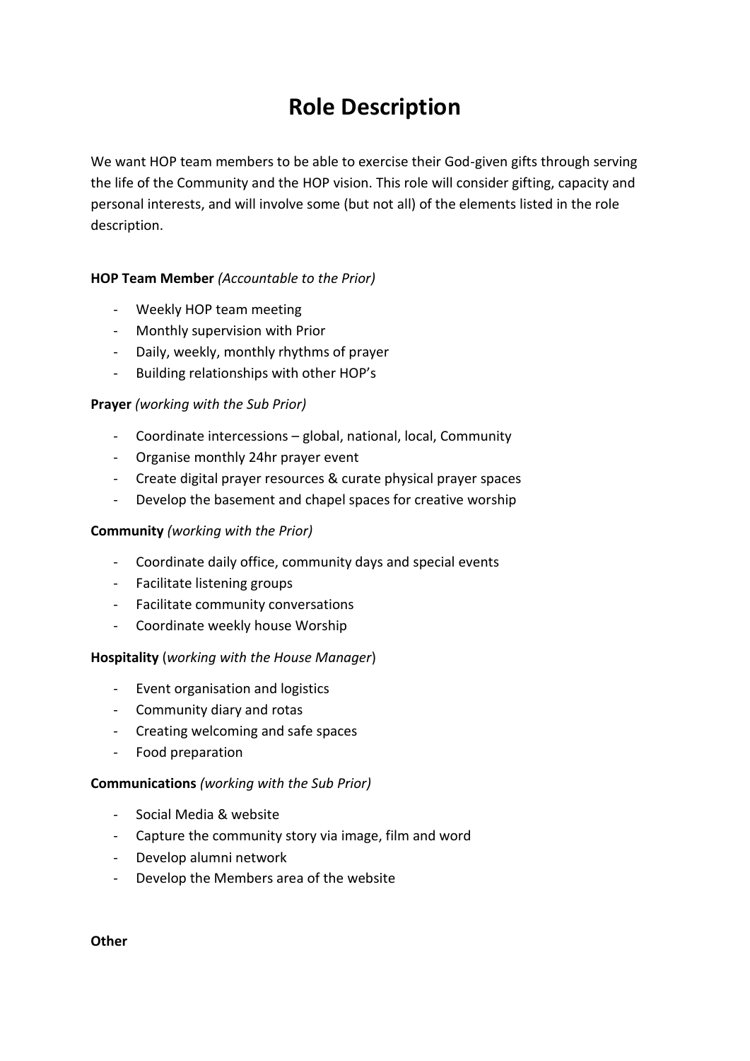# Role Description

We want HOP team members to be able to exercise their God-given gifts through serving the life of the Community and the HOP vision. This role will consider gifting, capacity and personal interests, and will involve some (but not all) of the elements listed in the role description.

**HOP Team Member** *(Accountable to the Prior)*

- Weekly HOP team meeting
- Monthly supervision with Prior
- Daily, weekly, monthly rhythms of prayer
- Building relationships with other HOP's

**Prayer** *(working with the Sub Prior)*

- Coordinate intercessions – global, national, local, Community
- Organise monthly 24hr prayer event
- Create digital prayer resources & curate physical prayer spaces
- Develop the basement and chapel spaces for creative worship

**Community** *(working with the Prior)*

- Coordinate daily office, community days and special events
- Facilitate listening groups
- Facilitate community conversations
- Coordinate weekly house Worship

**Hospitality** (*working with the House Manager*)

- Event organisation and logistics
- Community diary and rotas
- Creating welcoming and safe spaces
- Food preparation

**Communications** *(working with the Sub Prior)*

- Social Media & website
- Capture the community story via image, film and word
- Develop alumni network
- Develop the Members area of the website

**Other**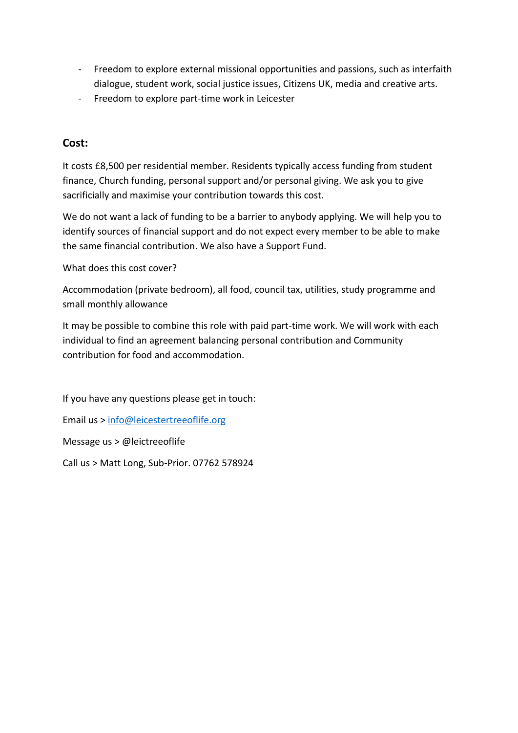- Freedom to explore external missional opportunities and passions, such as interfaith dialogue, student work, social justice issues, Citizens UK, media and creative arts.
- Freedom to explore part-time work in Leicester

## Cost:

It costs £8,500 per residential member. Residents typically access funding from student finance, Church funding, personal support and/or personal giving. We ask you to give sacrificially and maximise your contribution towards this cost.

We do not want a lack of funding to be a barrier to anybody applying. We will help you to identify sources of financial support and do not expect every member to be able to make the same financial contribution. We also have a Support Fund.

What does this cost cover?

Accommodation (private bedroom), all food, council tax, utilities, study programme and small monthly allowance

It may be possible to combine this role with paid part-time work. We will work with each individual to find an agreement balancing personal contribution and Community contribution for food and accommodation.

If you have any questions please get in touch:

Email us > info@leicestertreeoflife.org

Message us > @leictreeoflife

Call us > Matt Long, Sub-Prior. 07762 578924